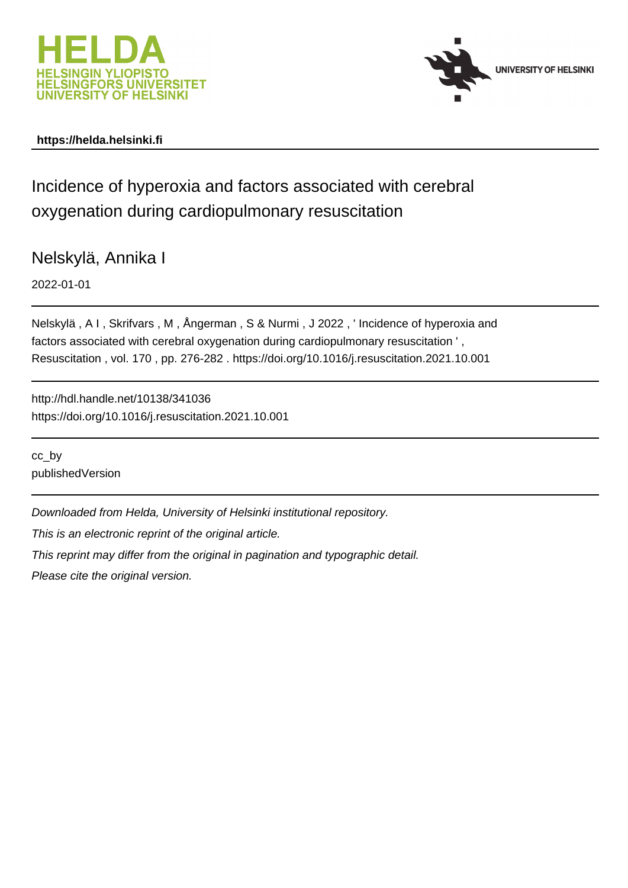**https://helda.helsinki.fi**

# Incidence of hyperoxia and factors associated with cerebral oxygenation during cardiopulmonary resuscitation

Nelskylä, Annika I

2022-01-01

Nelskylä , A I , Skrifvars , M , Ångerman , S & Nurmi , J 2022 , ' Incidence of hyperoxia and factors associated with cerebral oxygenation during cardiopulmonary resuscitation ' , Resuscitation , vol. 170 , pp. 276-282 . https://doi.org/10.1016/j.resuscitation.2021.10.001

http://hdl.handle.net/10138/341036
https://doi.org/10.1016/j.resuscitation.2021.10.001

cc_by
publishedVersion

*Downloaded from Helda, University of Helsinki institutional repository.*

*This is an electronic reprint of the original article.*

*This reprint may differ from the original in pagination and typographic detail.*

*Please cite the original version.*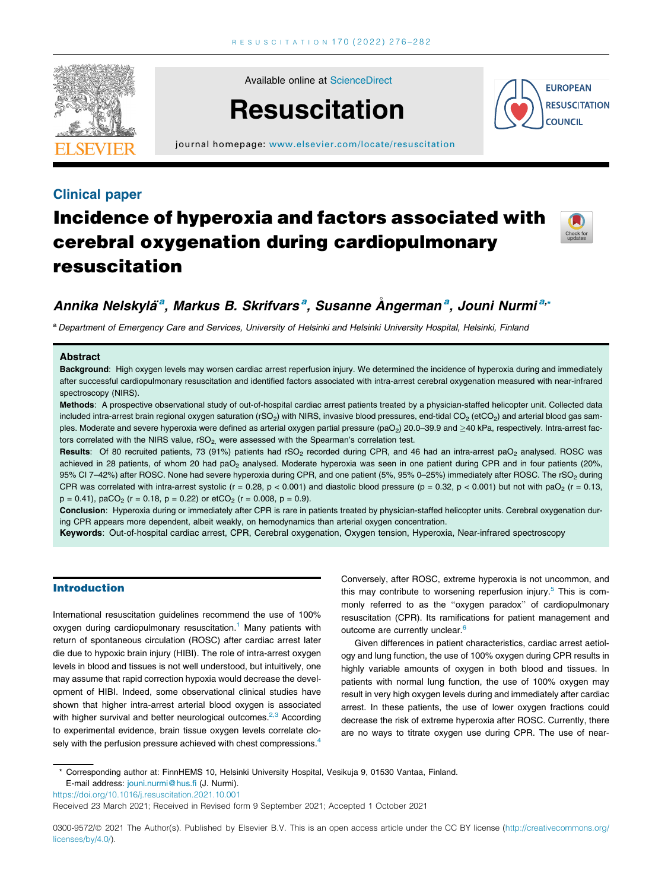## Clinical paper

# Incidence of hyperoxia and factors associated with cerebral oxygenation during cardiopulmonary resuscitation

*Annika Nelskylä*[a], *Markus B. Skrifvars*[a], *Susanne Ångerman*[a], *Jouni Nurmi*[a,*]

[a] Department of Emergency Care and Services, University of Helsinki and Helsinki University Hospital, Helsinki, Finland

### Abstract

**Background**: High oxygen levels may worsen cardiac arrest reperfusion injury. We determined the incidence of hyperoxia during and immediately after successful cardiopulmonary resuscitation and identified factors associated with intra-arrest cerebral oxygenation measured with near-infrared spectroscopy (NIRS).

**Methods**: A prospective observational study of out-of-hospital cardiac arrest patients treated by a physician-staffed helicopter unit. Collected data included intra-arrest brain regional oxygen saturation ($rSO_2$) with NIRS, invasive blood pressures, end-tidal $CO_2$ ($etCO_2$) and arterial blood gas samples. Moderate and severe hyperoxia were defined as arterial oxygen partial pressure ($paO_2$) 20.0–39.9 and $\geq$40 kPa, respectively. Intra-arrest factors correlated with the NIRS value, $rSO_2$, were assessed with the Spearman's correlation test.

**Results**: Of 80 recruited patients, 73 (91%) patients had $rSO_2$ recorded during CPR, and 46 had an intra-arrest $paO_2$ analysed. ROSC was achieved in 28 patients, of whom 20 had $paO_2$ analysed. Moderate hyperoxia was seen in one patient during CPR and in four patients (20%, 95% CI 7–42%) after ROSC. None had severe hyperoxia during CPR, and one patient (5%, 95% 0–25%) immediately after ROSC. The $rSO_2$ during CPR was correlated with intra-arrest systolic ($r = 0.28$, $p < 0.001$) and diastolic blood pressure ($p = 0.32$, $p < 0.001$) but not with $paO_2$ ($r = 0.13$, $p = 0.41$), $paCO_2$ ($r = 0.18$, $p = 0.22$) or $etCO_2$ ($r = 0.008$, $p = 0.9$).

**Conclusion**: Hyperoxia during or immediately after CPR is rare in patients treated by physician-staffed helicopter units. Cerebral oxygenation during CPR appears more dependent, albeit weakly, on hemodynamics than arterial oxygen concentration.

**Keywords**: Out-of-hospital cardiac arrest, CPR, Cerebral oxygenation, Oxygen tension, Hyperoxia, Near-infrared spectroscopy

## Introduction

International resuscitation guidelines recommend the use of 100% oxygen during cardiopulmonary resuscitation.[1] Many patients with return of spontaneous circulation (ROSC) after cardiac arrest later die due to hypoxic brain injury (HIBI). The role of intra-arrest oxygen levels in blood and tissues is not well understood, but intuitively, one may assume that rapid correction hypoxia would decrease the development of HIBI. Indeed, some observational clinical studies have shown that higher intra-arrest arterial blood oxygen is associated with higher survival and better neurological outcomes.[2,3] According to experimental evidence, brain tissue oxygen levels correlate closely with the perfusion pressure achieved with chest compressions.[4] Conversely, after ROSC, extreme hyperoxia is not uncommon, and this may contribute to worsening reperfusion injury.[5] This is commonly referred to as the "oxygen paradox" of cardiopulmonary resuscitation (CPR). Its ramifications for patient management and outcome are currently unclear.[6]

Given differences in patient characteristics, cardiac arrest aetiology and lung function, the use of 100% oxygen during CPR results in highly variable amounts of oxygen in both blood and tissues. In patients with normal lung function, the use of 100% oxygen may result in very high oxygen levels during and immediately after cardiac arrest. In these patients, the use of lower oxygen fractions could decrease the risk of extreme hyperoxia after ROSC. Currently, there are no ways to titrate oxygen use during CPR. The use of near-

\* Corresponding author at: FinnHEMS 10, Helsinki University Hospital, Vesikuja 9, 01530 Vantaa, Finland.
E-mail address: jouni.nurmi@hus.fi (J. Nurmi).

https://doi.org/10.1016/j.resuscitation.2021.10.001
Received 23 March 2021; Received in Revised form 9 September 2021; Accepted 1 October 2021

0300-9572/© 2021 The Author(s). Published by Elsevier B.V. This is an open access article under the CC BY license (http://creativecommons.org/licenses/by/4.0/).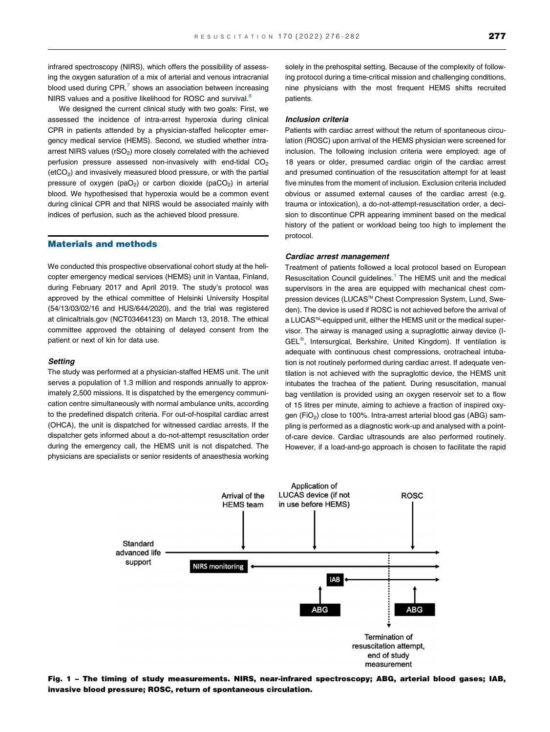infrared spectroscopy (NIRS), which offers the possibility of assessing the oxygen saturation of a mix of arterial and venous intracranial blood used during CPR,[7] shows an association between increasing NIRS values and a positive likelihood for ROSC and survival.[8]

We designed the current clinical study with two goals: First, we assessed the incidence of intra-arrest hyperoxia during clinical CPR in patients attended by a physician-staffed helicopter emergency medical service (HEMS). Second, we studied whether intra-arrest NIRS values ($rSO_2$) more closely correlated with the achieved perfusion pressure assessed non-invasively with end-tidal $CO_2$ ($etCO_2$) and invasively measured blood pressure, or with the partial pressure of oxygen ($paO_2$) or carbon dioxide ($paCO_2$) in arterial blood. We hypothesised that hyperoxia would be a common event during clinical CPR and that NIRS would be associated mainly with indices of perfusion, such as the achieved blood pressure.

## Materials and methods

We conducted this prospective observational cohort study at the helicopter emergency medical services (HEMS) unit in Vantaa, Finland, during February 2017 and April 2019. The study's protocol was approved by the ethical committee of Helsinki University Hospital (54/13/03/02/16 and HUS/644/2020), and the trial was registered at clinicaltrials.gov (NCT03464123) on March 13, 2018. The ethical committee approved the obtaining of delayed consent from the patient or next of kin for data use.

### Setting

The study was performed at a physician-staffed HEMS unit. The unit serves a population of 1.3 million and responds annually to approximately 2,500 missions. It is dispatched by the emergency communication centre simultaneously with normal ambulance units, according to the predefined dispatch criteria. For out-of-hospital cardiac arrest (OHCA), the unit is dispatched for witnessed cardiac arrests. If the dispatcher gets informed about a do-not-attempt resuscitation order during the emergency call, the HEMS unit is not dispatched. The physicians are specialists or senior residents of anaesthesia working solely in the prehospital setting. Because of the complexity of following protocol during a time-critical mission and challenging conditions, nine physicians with the most frequent HEMS shifts recruited patients.

### Inclusion criteria

Patients with cardiac arrest without the return of spontaneous circulation (ROSC) upon arrival of the HEMS physician were screened for inclusion. The following inclusion criteria were employed: age of 18 years or older, presumed cardiac origin of the cardiac arrest and presumed continuation of the resuscitation attempt for at least five minutes from the moment of inclusion. Exclusion criteria included obvious or assumed external causes of the cardiac arrest (e.g. trauma or intoxication), a do-not-attempt-resuscitation order, a decision to discontinue CPR appearing imminent based on the medical history of the patient or workload being too high to implement the protocol.

### Cardiac arrest management

Treatment of patients followed a local protocol based on European Resuscitation Council guidelines.[1] The HEMS unit and the medical supervisors in the area are equipped with mechanical chest compression devices (LUCAS™ Chest Compression System, Lund, Sweden). The device is used if ROSC is not achieved before the arrival of a LUCAS™-equipped unit, either the HEMS unit or the medical supervisor. The airway is managed using a supraglottic airway device (I-GEL®, Intersurgical, Berkshire, United Kingdom). If ventilation is adequate with continuous chest compressions, orotracheal intubation is not routinely performed during cardiac arrest. If adequate ventilation is not achieved with the supraglottic device, the HEMS unit intubates the trachea of the patient. During resuscitation, manual bag ventilation is provided using an oxygen reservoir set to a flow of 15 litres per minute, aiming to achieve a fraction of inspired oxygen ($FiO_2$) close to 100%. Intra-arrest arterial blood gas (ABG) sampling is performed as a diagnostic work-up and analysed with a point-of-care device. Cardiac ultrasounds are also performed routinely. However, if a load-and-go approach is chosen to facilitate the rapid

Fig. 1 – The timing of study measurements. NIRS, near-infrared spectroscopy; ABG, arterial blood gases; IAB, invasive blood pressure; ROSC, return of spontaneous circulation.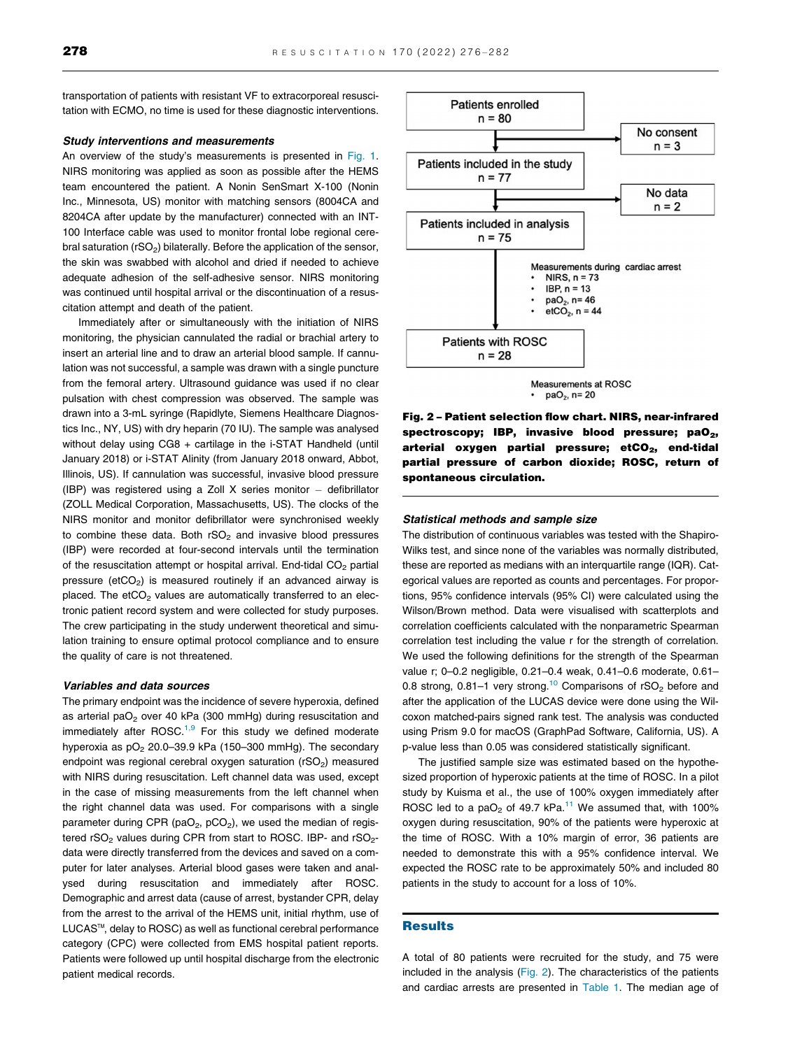transportation of patients with resistant VF to extracorporeal resuscitation with ECMO, no time is used for these diagnostic interventions.

### *Study interventions and measurements*

An overview of the study's measurements is presented in Fig. 1. NIRS monitoring was applied as soon as possible after the HEMS team encountered the patient. A Nonin SenSmart X-100 (Nonin Inc., Minnesota, US) monitor with matching sensors (8004CA and 8204CA after update by the manufacturer) connected with an INT-100 Interface cable was used to monitor frontal lobe regional cerebral saturation ($rSO_2$) bilaterally. Before the application of the sensor, the skin was swabbed with alcohol and dried if needed to achieve adequate adhesion of the self-adhesive sensor. NIRS monitoring was continued until hospital arrival or the discontinuation of a resuscitation attempt and death of the patient.

Immediately after or simultaneously with the initiation of NIRS monitoring, the physician cannulated the radial or brachial artery to insert an arterial line and to draw an arterial blood sample. If cannulation was not successful, a sample was drawn with a single puncture from the femoral artery. Ultrasound guidance was used if no clear pulsation with chest compression was observed. The sample was drawn into a 3-mL syringe (Rapidlyte, Siemens Healthcare Diagnostics Inc., NY, US) with dry heparin (70 IU). The sample was analysed without delay using CG8 + cartilage in the i-STAT Handheld (until January 2018) or i-STAT Alinity (from January 2018 onward, Abbot, Illinois, US). If cannulation was successful, invasive blood pressure (IBP) was registered using a Zoll X series monitor – defibrillator (ZOLL Medical Corporation, Massachusetts, US). The clocks of the NIRS monitor and monitor defibrillator were synchronised weekly to combine these data. Both $rSO_2$ and invasive blood pressures (IBP) were recorded at four-second intervals until the termination of the resuscitation attempt or hospital arrival. End-tidal $CO_2$ partial pressure ($etCO_2$) is measured routinely if an advanced airway is placed. The $etCO_2$ values are automatically transferred to an electronic patient record system and were collected for study purposes. The crew participating in the study underwent theoretical and simulation training to ensure optimal protocol compliance and to ensure the quality of care is not threatened.

### *Variables and data sources*

The primary endpoint was the incidence of severe hyperoxia, defined as arterial $paO_2$ over 40 kPa (300 mmHg) during resuscitation and immediately after ROSC.[1,9] For this study we defined moderate hyperoxia as $pO_2$ 20.0–39.9 kPa (150–300 mmHg). The secondary endpoint was regional cerebral oxygen saturation ($rSO_2$) measured with NIRS during resuscitation. Left channel data was used, except in the case of missing measurements from the left channel when the right channel data was used. For comparisons with a single parameter during CPR ($paO_2$, $pCO_2$), we used the median of registered $rSO_2$ values during CPR from start to ROSC. IBP- and $rSO_2$-data were directly transferred from the devices and saved on a computer for later analyses. Arterial blood gases were taken and analysed during resuscitation and immediately after ROSC. Demographic and arrest data (cause of arrest, bystander CPR, delay from the arrest to the arrival of the HEMS unit, initial rhythm, use of LUCAS™, delay to ROSC) as well as functional cerebral performance category (CPC) were collected from EMS hospital patient reports. Patients were followed up until hospital discharge from the electronic patient medical records.

Patients enrolled n = 80 → No consent n = 3
Patients included in the study n = 77 → No data n = 2
Patients included in the analysis n = 75

Measurements during cardiac arrest
- NIRS, n = 73
- IBP, n = 13
- $paO_2$, n= 46
- $etCO_2$, n = 44

Patients with ROSC n = 28

Measurements at ROSC
- $paO_2$, n= 20

**Fig. 2 – Patient selection flow chart. NIRS, near-infrared spectroscopy; IBP, invasive blood pressure; $paO_2$, arterial oxygen partial pressure; $etCO_2$, end-tidal partial pressure of carbon dioxide; ROSC, return of spontaneous circulation.**

### *Statistical methods and sample size*

The distribution of continuous variables was tested with the Shapiro-Wilks test, and since none of the variables was normally distributed, these are reported as medians with an interquartile range (IQR). Categorical values are reported as counts and percentages. For proportions, 95% confidence intervals (95% CI) were calculated using the Wilson/Brown method. Data were visualised with scatterplots and correlation coefficients calculated with the nonparametric Spearman correlation test including the value r for the strength of correlation. We used the following definitions for the strength of the Spearman value r; 0–0.2 negligible, 0.21–0.4 weak, 0.41–0.6 moderate, 0.61–0.8 strong, 0.81–1 very strong.[10] Comparisons of $rSO_2$ before and after the application of the LUCAS device were done using the Wilcoxon matched-pairs signed rank test. The analysis was conducted using Prism 9.0 for macOS (GraphPad Software, California, US). A p-value less than 0.05 was considered statistically significant.

The justified sample size was estimated based on the hypothesized proportion of hyperoxic patients at the time of ROSC. In a pilot study by Kuisma et al., the use of 100% oxygen immediately after ROSC led to a $paO_2$ of 49.7 kPa.[11] We assumed that, with 100% oxygen during resuscitation, 90% of the patients were hyperoxic at the time of ROSC. With a 10% margin of error, 36 patients are needed to demonstrate this with a 95% confidence interval. We expected the ROSC rate to be approximately 50% and included 80 patients in the study to account for a loss of 10%.

## Results

A total of 80 patients were recruited for the study, and 75 were included in the analysis (Fig. 2). The characteristics of the patients and cardiac arrests are presented in Table 1. The median age of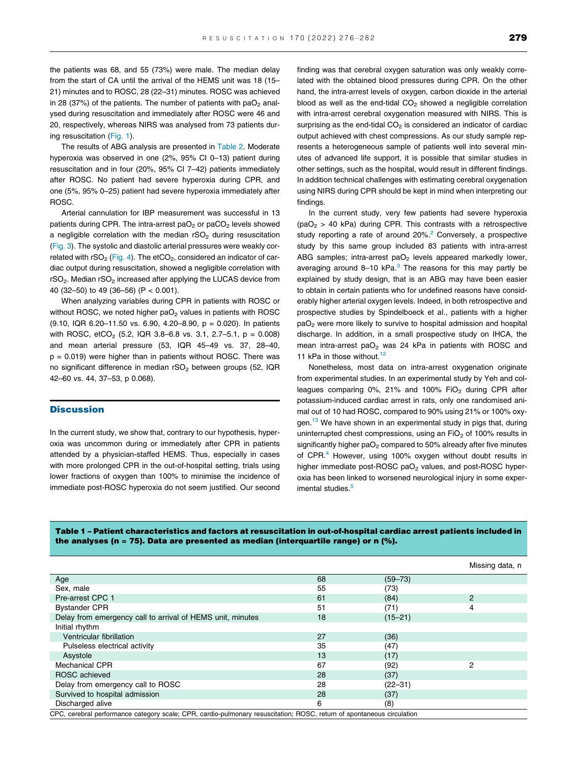the patients was 68, and 55 (73%) were male. The median delay from the start of CA until the arrival of the HEMS unit was 18 (15–21) minutes and to ROSC, 28 (22–31) minutes. ROSC was achieved in 28 (37%) of the patients. The number of patients with $paO_2$ analysed during resuscitation and immediately after ROSC were 46 and 20, respectively, whereas NIRS was analysed from 73 patients during resuscitation (Fig. 1).

The results of ABG analysis are presented in Table 2. Moderate hyperoxia was observed in one (2%, 95% CI 0–13) patient during resuscitation and in four (20%, 95% CI 7–42) patients immediately after ROSC. No patient had severe hyperoxia during CPR, and one (5%, 95% 0–25) patient had severe hyperoxia immediately after ROSC.

Arterial cannulation for IBP measurement was successful in 13 patients during CPR. The intra-arrest $paO_2$ or $paCO_2$ levels showed a negligible correlation with the median $rSO_2$ during resuscitation (Fig. 3). The systolic and diastolic arterial pressures were weakly correlated with $rSO_2$ (Fig. 4). The $etCO_2$, considered an indicator of cardiac output during resuscitation, showed a negligible correlation with $rSO_2$. Median $rSO_2$ increased after applying the LUCAS device from 40 (32–50) to 49 (36–56) ($P < 0.001$).

When analyzing variables during CPR in patients with ROSC or without ROSC, we noted higher $paO_2$ values in patients with ROSC (9.10, IQR 6.20–11.50 vs. 6.90, 4.20–8.90, $p = 0.020$). In patients with ROSC, $etCO_2$ (5.2, IQR 3.8–6.8 vs. 3.1, 2.7–5.1, $p = 0.008$) and mean arterial pressure (53, IQR 45–49 vs. 37, 28–40, $p = 0.019$) were higher than in patients without ROSC. There was no significant difference in median $rSO_2$ between groups (52, IQR 42–60 vs. 44, 37–53, p 0.068).

## Discussion

In the current study, we show that, contrary to our hypothesis, hyperoxia was uncommon during or immediately after CPR in patients attended by a physician-staffed HEMS. Thus, especially in cases with more prolonged CPR in the out-of-hospital setting, trials using lower fractions of oxygen than 100% to minimise the incidence of immediate post-ROSC hyperoxia do not seem justified. Our second finding was that cerebral oxygen saturation was only weakly correlated with the obtained blood pressures during CPR. On the other hand, the intra-arrest levels of oxygen, carbon dioxide in the arterial blood as well as the end-tidal $CO_2$ showed a negligible correlation with intra-arrest cerebral oxygenation measured with NIRS. This is surprising as the end-tidal $CO_2$ is considered an indicator of cardiac output achieved with chest compressions. As our study sample represents a heterogeneous sample of patients well into several minutes of advanced life support, it is possible that similar studies in other settings, such as the hospital, would result in different findings. In addition technical challenges with estimating cerebral oxygenation using NIRS during CPR should be kept in mind when interpreting our findings.

In the current study, very few patients had severe hyperoxia ($paO_2$ > 40 kPa) during CPR. This contrasts with a retrospective study reporting a rate of around 20%.[2] Conversely, a prospective study by this same group included 83 patients with intra-arrest ABG samples; intra-arrest $paO_2$ levels appeared markedly lower, averaging around 8–10 kPa.[3] The reasons for this may partly be explained by study design, that is an ABG may have been easier to obtain in certain patients who for undefined reasons have considerably higher arterial oxygen levels. Indeed, in both retrospective and prospective studies by Spindelboeck et al., patients with a higher $paO_2$ were more likely to survive to hospital admission and hospital discharge. In addition, in a small prospective study on IHCA, the mean intra-arrest $paO_2$ was 24 kPa in patients with ROSC and 11 kPa in those without.[12]

Nonetheless, most data on intra-arrest oxygenation originate from experimental studies. In an experimental study by Yeh and colleagues comparing 0%, 21% and 100% $FiO_2$ during CPR after potassium-induced cardiac arrest in rats, only one randomised animal out of 10 had ROSC, compared to 90% using 21% or 100% oxygen.[13] We have shown in an experimental study in pigs that, during uninterrupted chest compressions, using an $FiO_2$ of 100% results in significantly higher $paO_2$ compared to 50% already after five minutes of CPR.[4] However, using 100% oxygen without doubt results in higher immediate post-ROSC $paO_2$ values, and post-ROSC hyperoxia has been linked to worsened neurological injury in some experimental studies.[5]

**Table 1 – Patient characteristics and factors at resuscitation in out-of-hospital cardiac arrest patients included in the analyses (n = 75). Data are presented as median (interquartile range) or n (%).**

| | | | Missing data, n |
|---|---|---|---|
| Age | 68 | (59–73) | |
| Sex, male | 55 | (73) | |
| Pre-arrest CPC 1 | 61 | (84) | 2 |
| Bystander CPR | 51 | (71) | 4 |
| Delay from emergency call to arrival of HEMS unit, minutes | 18 | (15–21) | |
| Initial rhythm | | | |
| Ventricular fibrillation | 27 | (36) | |
| Pulseless electrical activity | 35 | (47) | |
| Asystole | 13 | (17) | |
| Mechanical CPR | 67 | (92) | 2 |
| ROSC achieved | 28 | (37) | |
| Delay from emergency call to ROSC | 28 | (22–31) | |
| Survived to hospital admission | 28 | (37) | |
| Discharged alive | 6 | (8) | |

CPC, cerebral performance category scale; CPR, cardio-pulmonary resuscitation; ROSC, return of spontaneous circulation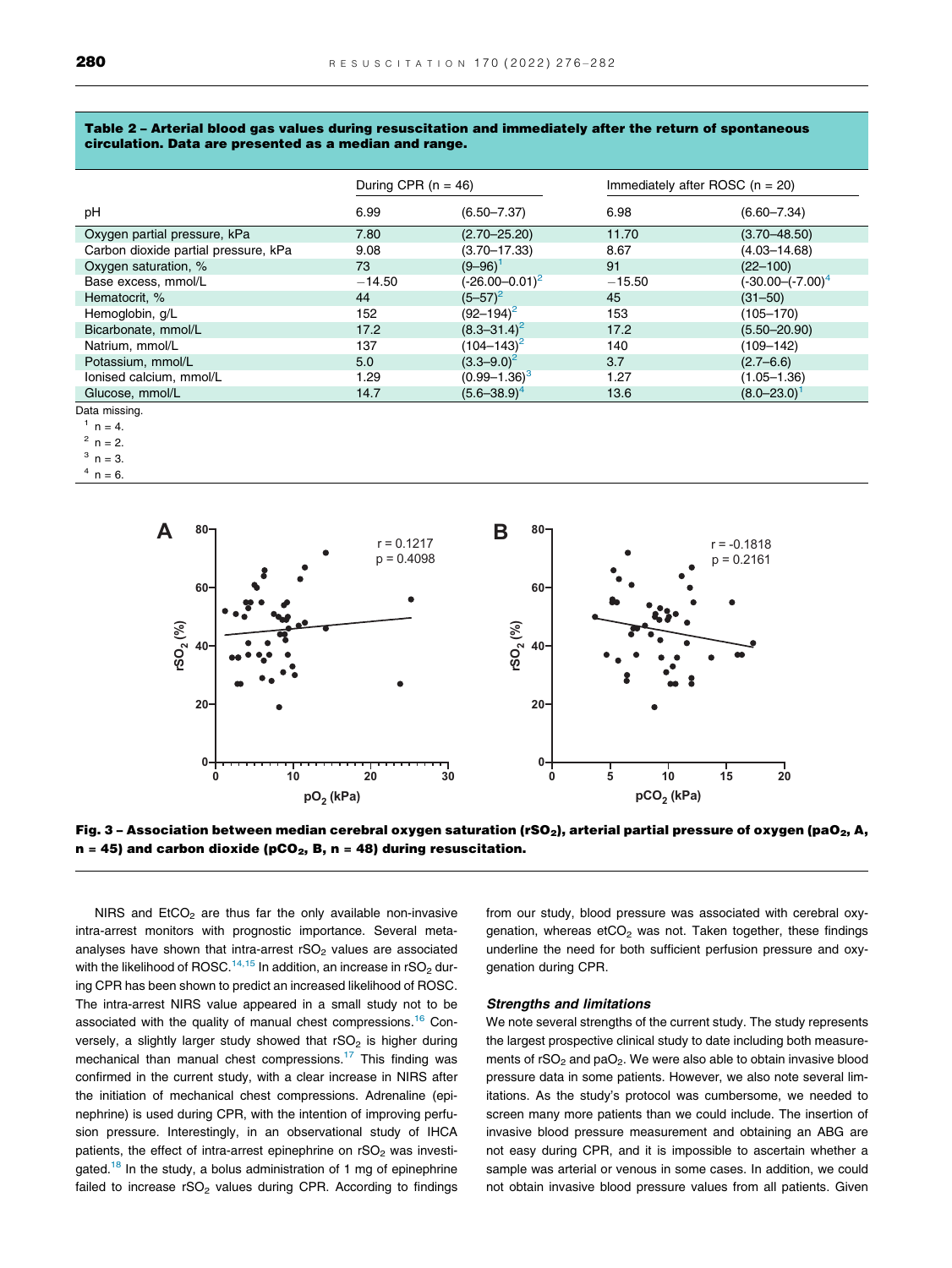**Table 2 – Arterial blood gas values during resuscitation and immediately after the return of spontaneous circulation. Data are presented as a median and range.**

| | During CPR (n = 46) | | Immediately after ROSC (n = 20) | |
|---|---|---|---|---|
| pH | 6.99 | (6.50–7.37) | 6.98 | (6.60–7.34) |
| Oxygen partial pressure, kPa | 7.80 | (2.70–25.20) | 11.70 | (3.70–48.50) |
| Carbon dioxide partial pressure, kPa | 9.08 | (3.70–17.33) | 8.67 | (4.03–14.68) |
| Oxygen saturation, % | 73 | (9–96)[1] | 91 | (22–100) |
| Base excess, mmol/L | −14.50 | (-26.00–0.01)[2] | −15.50 | (-30.00–(-7.00)[4] |
| Hematocrit, % | 44 | (5–57)[2] | 45 | (31–50) |
| Hemoglobin, g/L | 152 | (92–194)[2] | 153 | (105–170) |
| Bicarbonate, mmol/L | 17.2 | (8.3–31.4)[2] | 17.2 | (5.50–20.90) |
| Natrium, mmol/L | 137 | (104–143)[2] | 140 | (109–142) |
| Potassium, mmol/L | 5.0 | (3.3–9.0)[2] | 3.7 | (2.7–6.6) |
| Ionised calcium, mmol/L | 1.29 | (0.99–1.36)[3] | 1.27 | (1.05–1.36) |
| Glucose, mmol/L | 14.7 | (5.6–38.9)[4] | 13.6 | (8.0–23.0)[1] |

Data missing.
[1] n = 4.
[2] n = 2.
[3] n = 3.
[4] n = 6.

**Fig. 3 – Association between median cerebral oxygen saturation ($rSO_2$), arterial partial pressure of oxygen ($paO_2$, A, n = 45) and carbon dioxide ($pCO_2$, B, n = 48) during resuscitation.**

NIRS and $EtCO_2$ are thus far the only available non-invasive intra-arrest monitors with prognostic importance. Several meta-analyses have shown that intra-arrest $rSO_2$ values are associated with the likelihood of ROSC.[14,15] In addition, an increase in $rSO_2$ during CPR has been shown to predict an increased likelihood of ROSC. The intra-arrest NIRS value appeared in a small study not to be associated with the quality of manual chest compressions.[16] Conversely, a slightly larger study showed that $rSO_2$ is higher during mechanical than manual chest compressions.[17] This finding was confirmed in the current study, with a clear increase in NIRS after the initiation of mechanical chest compressions. Adrenaline (epinephrine) is used during CPR, with the intention of improving perfusion pressure. Interestingly, in an observational study of IHCA patients, the effect of intra-arrest epinephrine on $rSO_2$ was investigated.[18] In the study, a bolus administration of 1 mg of epinephrine failed to increase $rSO_2$ values during CPR. According to findings from our study, blood pressure was associated with cerebral oxygenation, whereas $etCO_2$ was not. Taken together, these findings underline the need for both sufficient perfusion pressure and oxygenation during CPR.

### *Strengths and limitations*

We note several strengths of the current study. The study represents the largest prospective clinical study to date including both measurements of $rSO_2$ and $paO_2$. We were also able to obtain invasive blood pressure data in some patients. However, we also note several limitations. As the study's protocol was cumbersome, we needed to screen many more patients than we could include. The insertion of invasive blood pressure measurement and obtaining an ABG are not easy during CPR, and it is impossible to ascertain whether a sample was arterial or venous in some cases. In addition, we could not obtain invasive blood pressure values from all patients. Given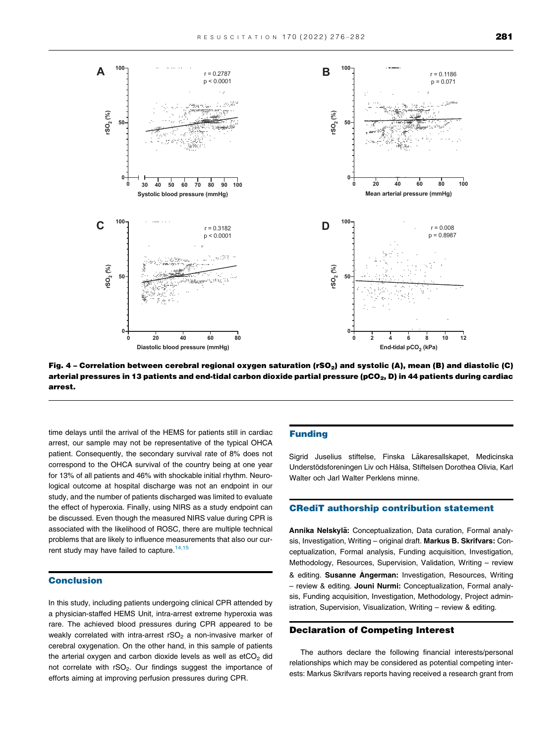Fig. 4 – Correlation between cerebral regional oxygen saturation ($rSO_2$) and systolic (A), mean (B) and diastolic (C) arterial pressures in 13 patients and end-tidal carbon dioxide partial pressure ($pCO_2$, D) in 44 patients during cardiac arrest.

time delays until the arrival of the HEMS for patients still in cardiac arrest, our sample may not be representative of the typical OHCA patient. Consequently, the secondary survival rate of 8% does not correspond to the OHCA survival of the country being at one year for 13% of all patients and 46% with shockable initial rhythm. Neurological outcome at hospital discharge was not an endpoint in our study, and the number of patients discharged was limited to evaluate the effect of hyperoxia. Finally, using NIRS as a study endpoint can be discussed. Even though the measured NIRS value during CPR is associated with the likelihood of ROSC, there are multiple technical problems that are likely to influence measurements that also our current study may have failed to capture.[14,15]

## Conclusion

In this study, including patients undergoing clinical CPR attended by a physician-staffed HEMS Unit, intra-arrest extreme hyperoxia was rare. The achieved blood pressures during CPR appeared to be weakly correlated with intra-arrest $rSO_2$ a non-invasive marker of cerebral oxygenation. On the other hand, in this sample of patients the arterial oxygen and carbon dioxide levels as well as $etCO_2$ did not correlate with $rSO_2$. Our findings suggest the importance of efforts aiming at improving perfusion pressures during CPR.

## Funding

Sigrid Juselius stiftelse, Finska Läkaresallskapet, Medicinska Understödsforeningen Liv och Hälsa, Stiftelsen Dorothea Olivia, Karl Walter och Jarl Walter Perklens minne.

## CRediT authorship contribution statement

**Annika Nelskylä:** Conceptualization, Data curation, Formal analysis, Investigation, Writing – original draft. **Markus B. Skrifvars:** Conceptualization, Formal analysis, Funding acquisition, Investigation, Methodology, Resources, Supervision, Validation, Writing – review & editing. **Susanne Ångerman:** Investigation, Resources, Writing – review & editing. **Jouni Nurmi:** Conceptualization, Formal analysis, Funding acquisition, Investigation, Methodology, Project administration, Supervision, Visualization, Writing – review & editing.

## Declaration of Competing Interest

The authors declare the following financial interests/personal relationships which may be considered as potential competing interests: Markus Skrifvars reports having received a research grant from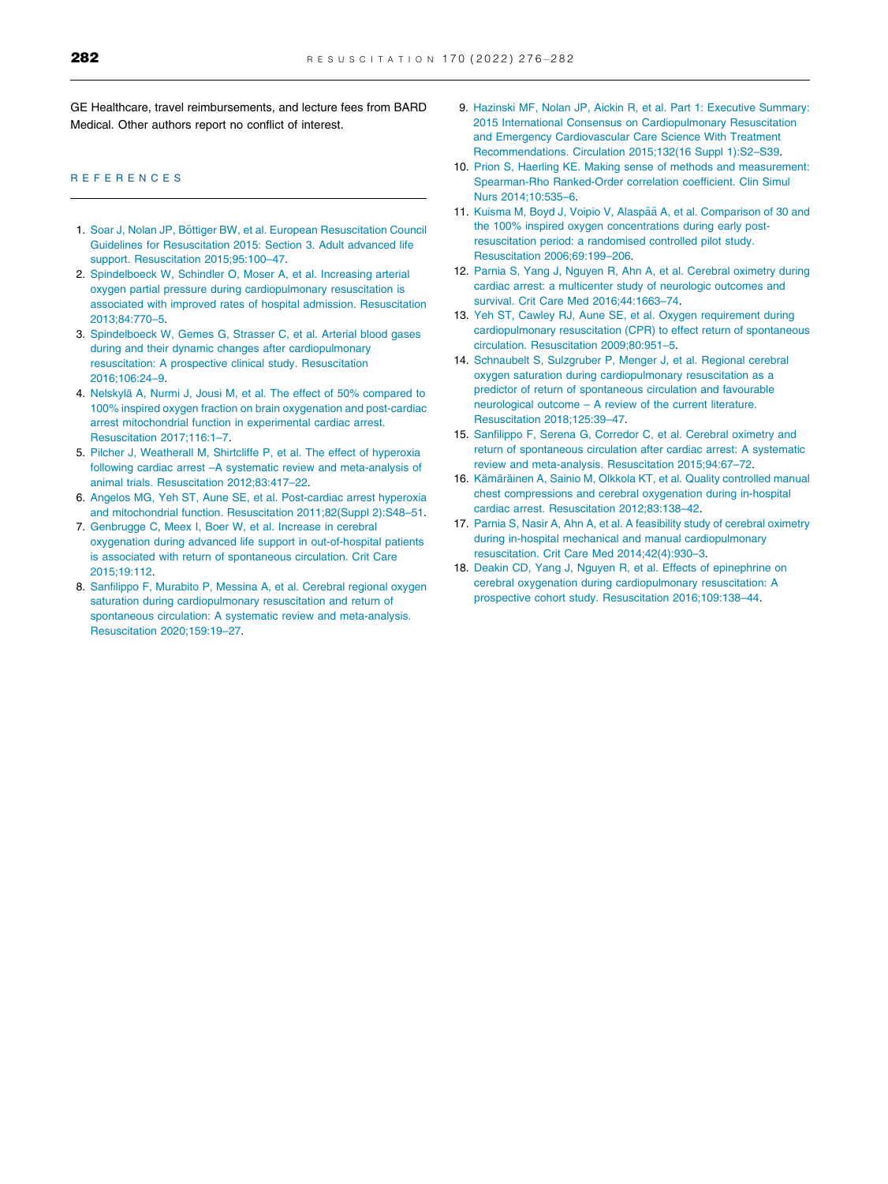GE Healthcare, travel reimbursements, and lecture fees from BARD Medical. Other authors report no conflict of interest.

## REFERENCES

1. Soar J, Nolan JP, Böttiger BW, et al. European Resuscitation Council Guidelines for Resuscitation 2015: Section 3. Adult advanced life support. Resuscitation 2015;95:100–47.
2. Spindelboeck W, Schindler O, Moser A, et al. Increasing arterial oxygen partial pressure during cardiopulmonary resuscitation is associated with improved rates of hospital admission. Resuscitation 2013;84:770–5.
3. Spindelboeck W, Gemes G, Strasser C, et al. Arterial blood gases during and their dynamic changes after cardiopulmonary resuscitation: A prospective clinical study. Resuscitation 2016;106:24–9.
4. Nelskylä A, Nurmi J, Jousi M, et al. The effect of 50% compared to 100% inspired oxygen fraction on brain oxygenation and post-cardiac arrest mitochondrial function in experimental cardiac arrest. Resuscitation 2017;116:1–7.
5. Pilcher J, Weatherall M, Shirtcliffe P, et al. The effect of hyperoxia following cardiac arrest –A systematic review and meta-analysis of animal trials. Resuscitation 2012;83:417–22.
6. Angelos MG, Yeh ST, Aune SE, et al. Post-cardiac arrest hyperoxia and mitochondrial function. Resuscitation 2011;82(Suppl 2):S48–51.
7. Genbrugge C, Meex I, Boer W, et al. Increase in cerebral oxygenation during advanced life support in out-of-hospital patients is associated with return of spontaneous circulation. Crit Care 2015;19:112.
8. Sanfilippo F, Murabito P, Messina A, et al. Cerebral regional oxygen saturation during cardiopulmonary resuscitation and return of spontaneous circulation: A systematic review and meta-analysis. Resuscitation 2020;159:19–27.
9. Hazinski MF, Nolan JP, Aickin R, et al. Part 1: Executive Summary: 2015 International Consensus on Cardiopulmonary Resuscitation and Emergency Cardiovascular Care Science With Treatment Recommendations. Circulation 2015;132(16 Suppl 1):S2–S39.
10. Prion S, Haerling KE. Making sense of methods and measurement: Spearman-Rho Ranked-Order correlation coefficient. Clin Simul Nurs 2014;10:535–6.
11. Kuisma M, Boyd J, Voipio V, Alaspää A, et al. Comparison of 30 and the 100% inspired oxygen concentrations during early post-resuscitation period: a randomised controlled pilot study. Resuscitation 2006;69:199–206.
12. Parnia S, Yang J, Nguyen R, Ahn A, et al. Cerebral oximetry during cardiac arrest: a multicenter study of neurologic outcomes and survival. Crit Care Med 2016;44:1663–74.
13. Yeh ST, Cawley RJ, Aune SE, et al. Oxygen requirement during cardiopulmonary resuscitation (CPR) to effect return of spontaneous circulation. Resuscitation 2009;80:951–5.
14. Schnaubelt S, Sulzgruber P, Menger J, et al. Regional cerebral oxygen saturation during cardiopulmonary resuscitation as a predictor of return of spontaneous circulation and favourable neurological outcome – A review of the current literature. Resuscitation 2018;125:39–47.
15. Sanfilippo F, Serena G, Corredor C, et al. Cerebral oximetry and return of spontaneous circulation after cardiac arrest: A systematic review and meta-analysis. Resuscitation 2015;94:67–72.
16. Kämäräinen A, Sainio M, Olkkola KT, et al. Quality controlled manual chest compressions and cerebral oxygenation during in-hospital cardiac arrest. Resuscitation 2012;83:138–42.
17. Parnia S, Nasir A, Ahn A, et al. A feasibility study of cerebral oximetry during in-hospital mechanical and manual cardiopulmonary resuscitation. Crit Care Med 2014;42(4):930–3.
18. Deakin CD, Yang J, Nguyen R, et al. Effects of epinephrine on cerebral oxygenation during cardiopulmonary resuscitation: A prospective cohort study. Resuscitation 2016;109:138–44.